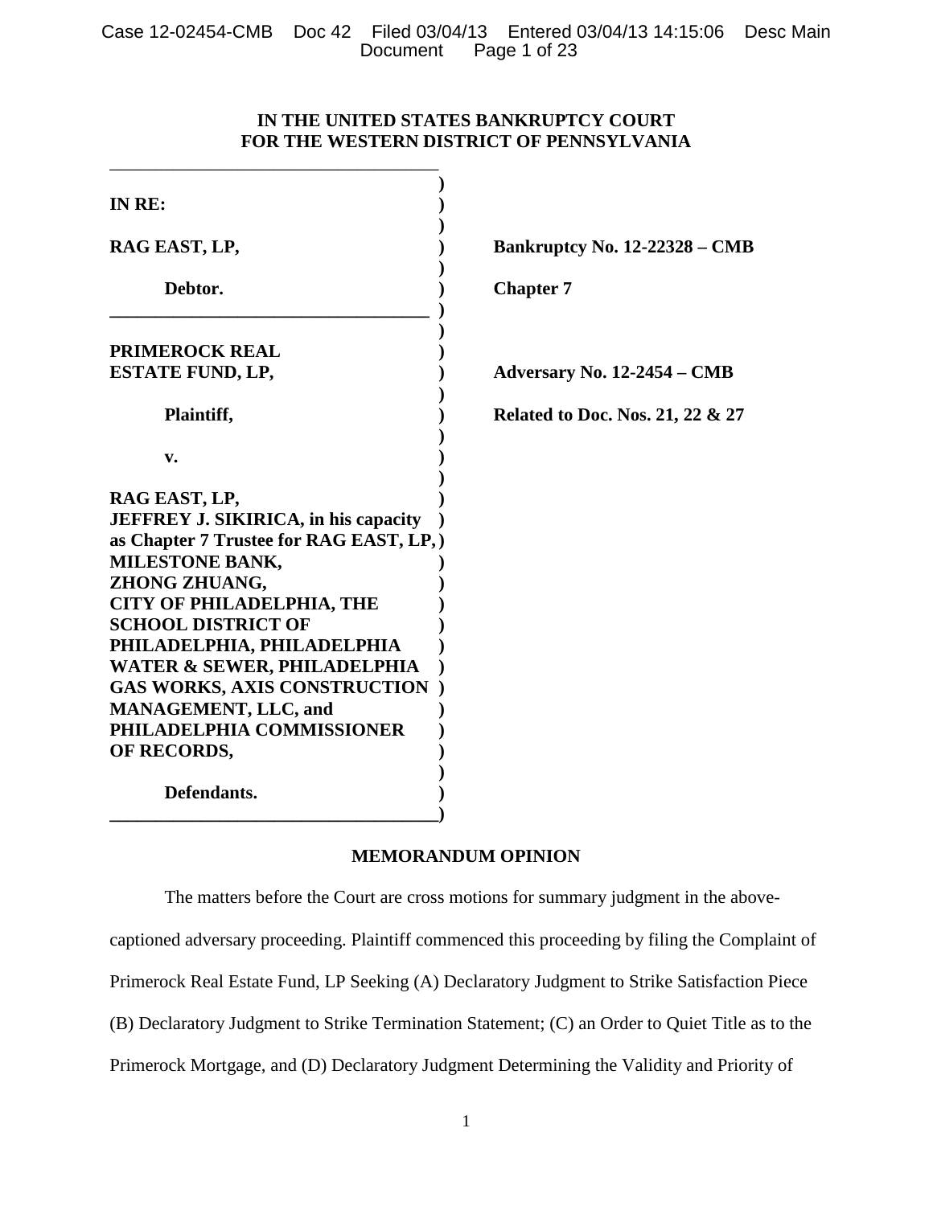**IN THE UNITED STATES BANKRUPTCY COURT**
**FOR THE WESTERN DISTRICT OF PENNSYLVANIA**

| | |
|---|---|
| **IN RE:** | |
| **RAG EAST, LP,** | **Bankruptcy No. 12-22328 – CMB** |
| **Debtor.** | **Chapter 7** |
| **PRIMEROCK REAL ESTATE FUND, LP,** | **Adversary No. 12-2454 – CMB** |
| **Plaintiff,** | **Related to Doc. Nos. 21, 22 & 27** |
| **v.** | |
| **RAG EAST, LP, JEFFREY J. SIKIRICA, in his capacity as Chapter 7 Trustee for RAG EAST, LP, MILESTONE BANK, ZHONG ZHUANG, CITY OF PHILADELPHIA, THE SCHOOL DISTRICT OF PHILADELPHIA, PHILADELPHIA WATER & SEWER, PHILADELPHIA GAS WORKS, AXIS CONSTRUCTION MANAGEMENT, LLC, and PHILADELPHIA COMMISSIONER OF RECORDS,** | |
| **Defendants.** | |

## MEMORANDUM OPINION

The matters before the Court are cross motions for summary judgment in the above-captioned adversary proceeding. Plaintiff commenced this proceeding by filing the Complaint of Primerock Real Estate Fund, LP Seeking (A) Declaratory Judgment to Strike Satisfaction Piece (B) Declaratory Judgment to Strike Termination Statement; (C) an Order to Quiet Title as to the Primerock Mortgage, and (D) Declaratory Judgment Determining the Validity and Priority of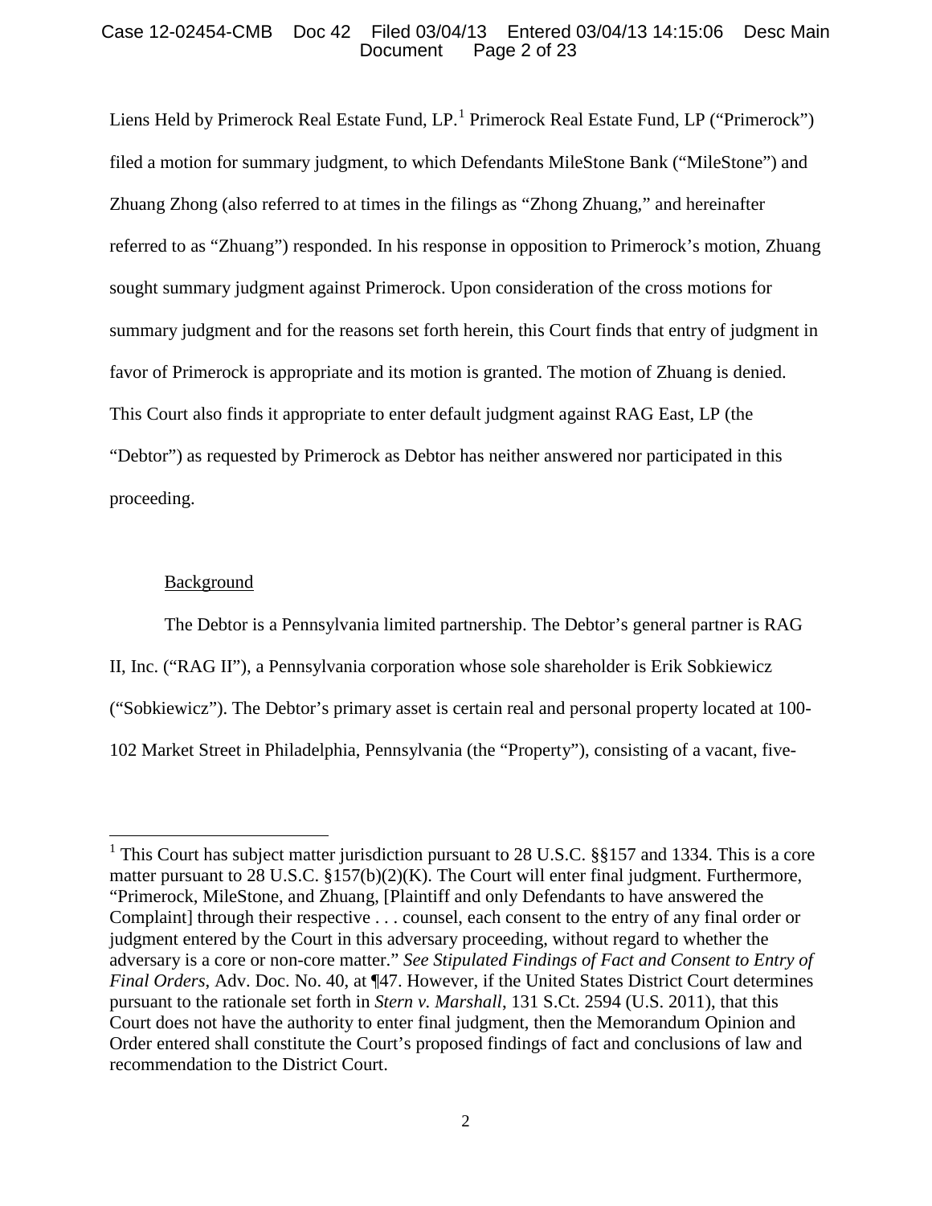Liens Held by Primerock Real Estate Fund, LP.[1] Primerock Real Estate Fund, LP ("Primerock") filed a motion for summary judgment, to which Defendants MileStone Bank ("MileStone") and Zhuang Zhong (also referred to at times in the filings as "Zhong Zhuang," and hereinafter referred to as "Zhuang") responded. In his response in opposition to Primerock's motion, Zhuang sought summary judgment against Primerock. Upon consideration of the cross motions for summary judgment and for the reasons set forth herein, this Court finds that entry of judgment in favor of Primerock is appropriate and its motion is granted. The motion of Zhuang is denied. This Court also finds it appropriate to enter default judgment against RAG East, LP (the "Debtor") as requested by Primerock as Debtor has neither answered nor participated in this proceeding.

<u>Background</u>

The Debtor is a Pennsylvania limited partnership. The Debtor's general partner is RAG II, Inc. ("RAG II"), a Pennsylvania corporation whose sole shareholder is Erik Sobkiewicz ("Sobkiewicz"). The Debtor's primary asset is certain real and personal property located at 100-102 Market Street in Philadelphia, Pennsylvania (the "Property"), consisting of a vacant, five-

---

[1] This Court has subject matter jurisdiction pursuant to 28 U.S.C. §§157 and 1334. This is a core matter pursuant to 28 U.S.C. §157(b)(2)(K). The Court will enter final judgment. Furthermore, "Primerock, MileStone, and Zhuang, [Plaintiff and only Defendants to have answered the Complaint] through their respective . . . counsel, each consent to the entry of any final order or judgment entered by the Court in this adversary proceeding, without regard to whether the adversary is a core or non-core matter." *See Stipulated Findings of Fact and Consent to Entry of Final Orders*, Adv. Doc. No. 40, at ¶47. However, if the United States District Court determines pursuant to the rationale set forth in *Stern v. Marshall*, 131 S.Ct. 2594 (U.S. 2011), that this Court does not have the authority to enter final judgment, then the Memorandum Opinion and Order entered shall constitute the Court's proposed findings of fact and conclusions of law and recommendation to the District Court.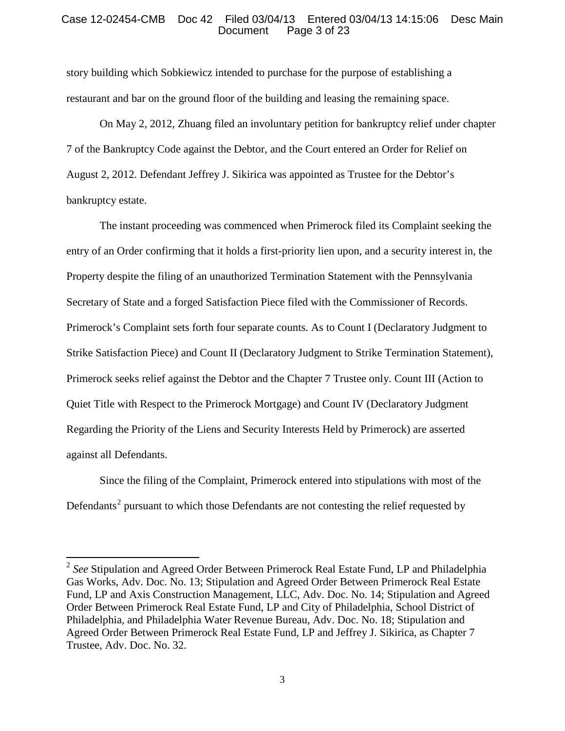story building which Sobkiewicz intended to purchase for the purpose of establishing a restaurant and bar on the ground floor of the building and leasing the remaining space.

On May 2, 2012, Zhuang filed an involuntary petition for bankruptcy relief under chapter 7 of the Bankruptcy Code against the Debtor, and the Court entered an Order for Relief on August 2, 2012. Defendant Jeffrey J. Sikirica was appointed as Trustee for the Debtor's bankruptcy estate.

The instant proceeding was commenced when Primerock filed its Complaint seeking the entry of an Order confirming that it holds a first-priority lien upon, and a security interest in, the Property despite the filing of an unauthorized Termination Statement with the Pennsylvania Secretary of State and a forged Satisfaction Piece filed with the Commissioner of Records. Primerock's Complaint sets forth four separate counts. As to Count I (Declaratory Judgment to Strike Satisfaction Piece) and Count II (Declaratory Judgment to Strike Termination Statement), Primerock seeks relief against the Debtor and the Chapter 7 Trustee only. Count III (Action to Quiet Title with Respect to the Primerock Mortgage) and Count IV (Declaratory Judgment Regarding the Priority of the Liens and Security Interests Held by Primerock) are asserted against all Defendants.

Since the filing of the Complaint, Primerock entered into stipulations with most of the Defendants[2] pursuant to which those Defendants are not contesting the relief requested by

[2] *See* Stipulation and Agreed Order Between Primerock Real Estate Fund, LP and Philadelphia Gas Works, Adv. Doc. No. 13; Stipulation and Agreed Order Between Primerock Real Estate Fund, LP and Axis Construction Management, LLC, Adv. Doc. No. 14; Stipulation and Agreed Order Between Primerock Real Estate Fund, LP and City of Philadelphia, School District of Philadelphia, and Philadelphia Water Revenue Bureau, Adv. Doc. No. 18; Stipulation and Agreed Order Between Primerock Real Estate Fund, LP and Jeffrey J. Sikirica, as Chapter 7 Trustee, Adv. Doc. No. 32.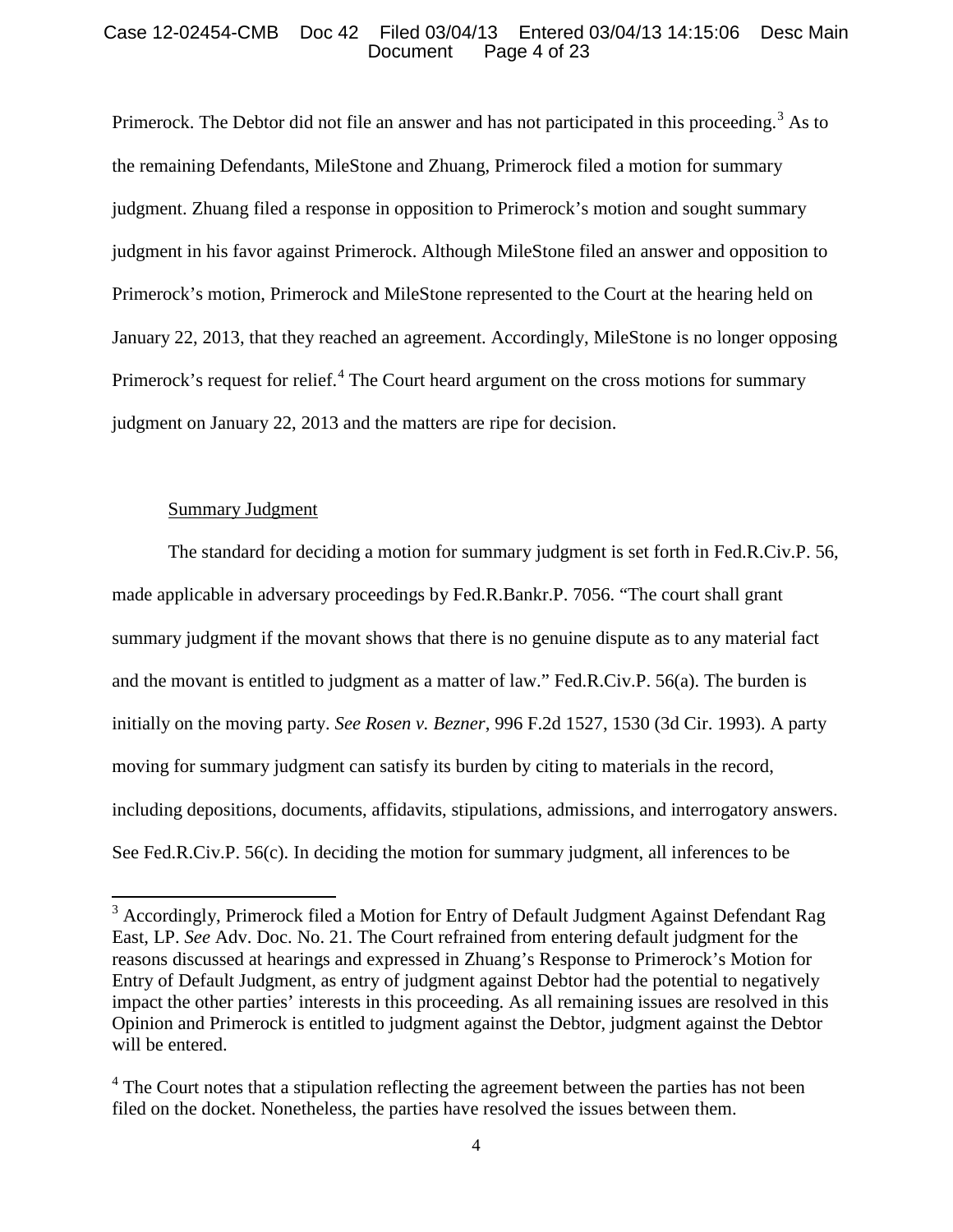Primerock. The Debtor did not file an answer and has not participated in this proceeding.[3] As to the remaining Defendants, MileStone and Zhuang, Primerock filed a motion for summary judgment. Zhuang filed a response in opposition to Primerock's motion and sought summary judgment in his favor against Primerock. Although MileStone filed an answer and opposition to Primerock's motion, Primerock and MileStone represented to the Court at the hearing held on January 22, 2013, that they reached an agreement. Accordingly, MileStone is no longer opposing Primerock's request for relief.[4] The Court heard argument on the cross motions for summary judgment on January 22, 2013 and the matters are ripe for decision.

Summary Judgment

The standard for deciding a motion for summary judgment is set forth in Fed.R.Civ.P. 56, made applicable in adversary proceedings by Fed.R.Bankr.P. 7056. "The court shall grant summary judgment if the movant shows that there is no genuine dispute as to any material fact and the movant is entitled to judgment as a matter of law." Fed.R.Civ.P. 56(a). The burden is initially on the moving party. *See Rosen v. Bezner*, 996 F.2d 1527, 1530 (3d Cir. 1993). A party moving for summary judgment can satisfy its burden by citing to materials in the record, including depositions, documents, affidavits, stipulations, admissions, and interrogatory answers. See Fed.R.Civ.P. 56(c). In deciding the motion for summary judgment, all inferences to be

[3] Accordingly, Primerock filed a Motion for Entry of Default Judgment Against Defendant Rag East, LP. *See* Adv. Doc. No. 21. The Court refrained from entering default judgment for the reasons discussed at hearings and expressed in Zhuang's Response to Primerock's Motion for Entry of Default Judgment, as entry of judgment against Debtor had the potential to negatively impact the other parties' interests in this proceeding. As all remaining issues are resolved in this Opinion and Primerock is entitled to judgment against the Debtor, judgment against the Debtor will be entered.

[4] The Court notes that a stipulation reflecting the agreement between the parties has not been filed on the docket. Nonetheless, the parties have resolved the issues between them.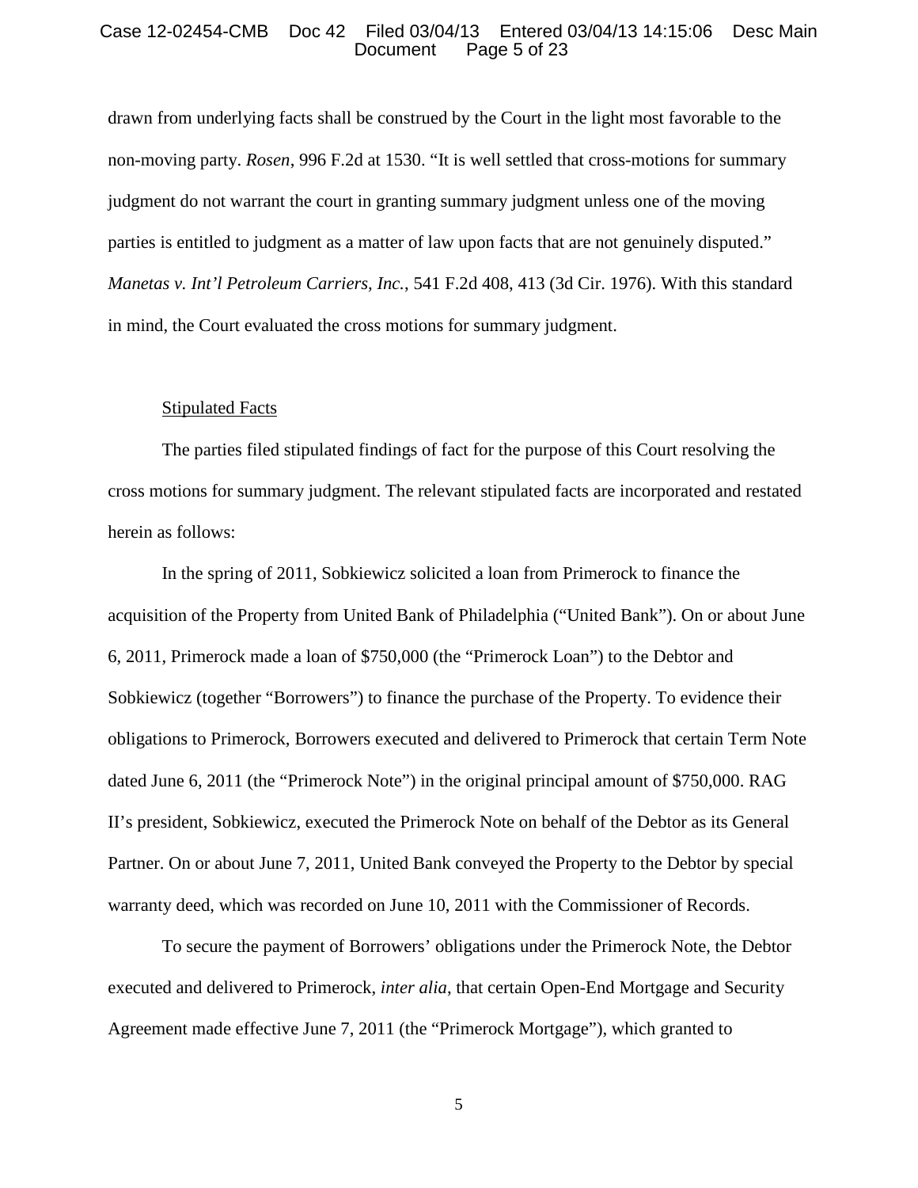drawn from underlying facts shall be construed by the Court in the light most favorable to the non-moving party. *Rosen*, 996 F.2d at 1530. "It is well settled that cross-motions for summary judgment do not warrant the court in granting summary judgment unless one of the moving parties is entitled to judgment as a matter of law upon facts that are not genuinely disputed." *Manetas v. Int'l Petroleum Carriers, Inc.*, 541 F.2d 408, 413 (3d Cir. 1976). With this standard in mind, the Court evaluated the cross motions for summary judgment.

Stipulated Facts

The parties filed stipulated findings of fact for the purpose of this Court resolving the cross motions for summary judgment. The relevant stipulated facts are incorporated and restated herein as follows:

In the spring of 2011, Sobkiewicz solicited a loan from Primerock to finance the acquisition of the Property from United Bank of Philadelphia ("United Bank"). On or about June 6, 2011, Primerock made a loan of $750,000 (the "Primerock Loan") to the Debtor and Sobkiewicz (together "Borrowers") to finance the purchase of the Property. To evidence their obligations to Primerock, Borrowers executed and delivered to Primerock that certain Term Note dated June 6, 2011 (the "Primerock Note") in the original principal amount of $750,000. RAG II's president, Sobkiewicz, executed the Primerock Note on behalf of the Debtor as its General Partner. On or about June 7, 2011, United Bank conveyed the Property to the Debtor by special warranty deed, which was recorded on June 10, 2011 with the Commissioner of Records.

To secure the payment of Borrowers' obligations under the Primerock Note, the Debtor executed and delivered to Primerock, *inter alia*, that certain Open-End Mortgage and Security Agreement made effective June 7, 2011 (the "Primerock Mortgage"), which granted to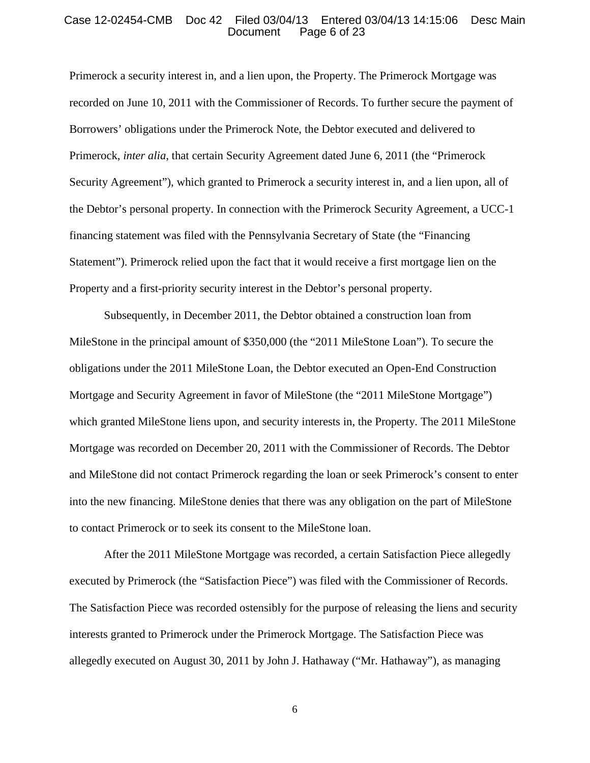Primerock a security interest in, and a lien upon, the Property. The Primerock Mortgage was recorded on June 10, 2011 with the Commissioner of Records. To further secure the payment of Borrowers' obligations under the Primerock Note, the Debtor executed and delivered to Primerock, *inter alia*, that certain Security Agreement dated June 6, 2011 (the "Primerock Security Agreement"), which granted to Primerock a security interest in, and a lien upon, all of the Debtor's personal property. In connection with the Primerock Security Agreement, a UCC-1 financing statement was filed with the Pennsylvania Secretary of State (the "Financing Statement"). Primerock relied upon the fact that it would receive a first mortgage lien on the Property and a first-priority security interest in the Debtor's personal property.

Subsequently, in December 2011, the Debtor obtained a construction loan from MileStone in the principal amount of $350,000 (the "2011 MileStone Loan"). To secure the obligations under the 2011 MileStone Loan, the Debtor executed an Open-End Construction Mortgage and Security Agreement in favor of MileStone (the "2011 MileStone Mortgage") which granted MileStone liens upon, and security interests in, the Property. The 2011 MileStone Mortgage was recorded on December 20, 2011 with the Commissioner of Records. The Debtor and MileStone did not contact Primerock regarding the loan or seek Primerock's consent to enter into the new financing. MileStone denies that there was any obligation on the part of MileStone to contact Primerock or to seek its consent to the MileStone loan.

After the 2011 MileStone Mortgage was recorded, a certain Satisfaction Piece allegedly executed by Primerock (the "Satisfaction Piece") was filed with the Commissioner of Records. The Satisfaction Piece was recorded ostensibly for the purpose of releasing the liens and security interests granted to Primerock under the Primerock Mortgage. The Satisfaction Piece was allegedly executed on August 30, 2011 by John J. Hathaway ("Mr. Hathaway"), as managing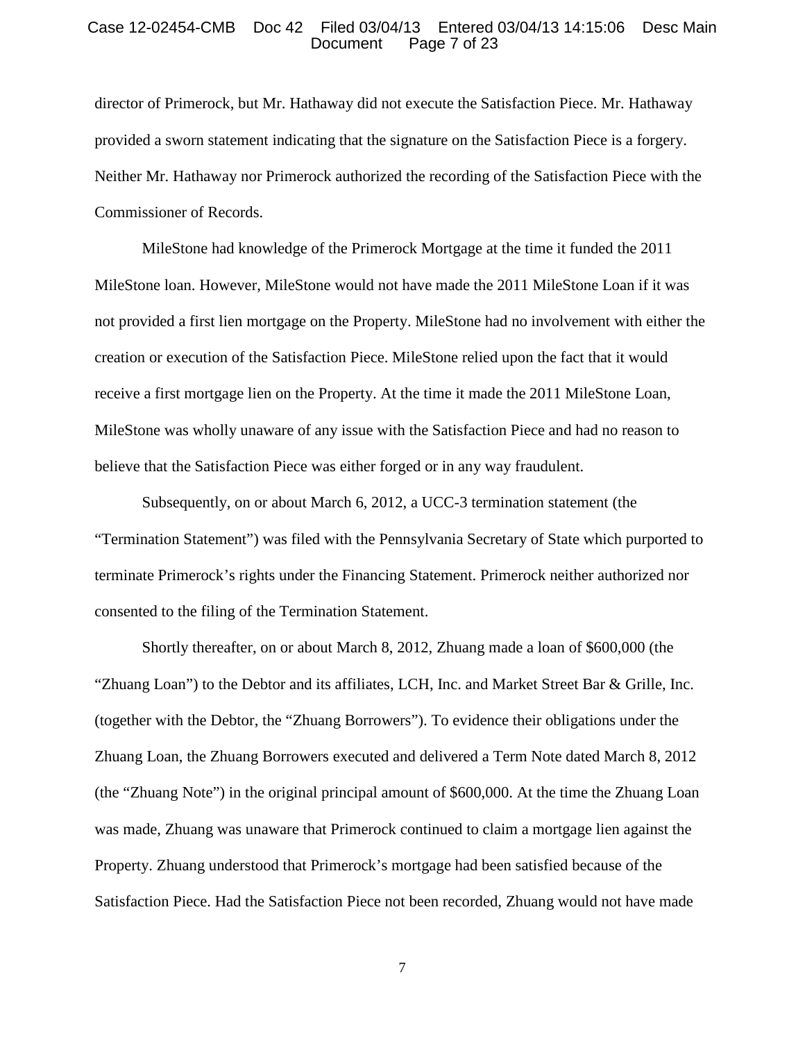director of Primerock, but Mr. Hathaway did not execute the Satisfaction Piece. Mr. Hathaway provided a sworn statement indicating that the signature on the Satisfaction Piece is a forgery. Neither Mr. Hathaway nor Primerock authorized the recording of the Satisfaction Piece with the Commissioner of Records.

MileStone had knowledge of the Primerock Mortgage at the time it funded the 2011 MileStone loan. However, MileStone would not have made the 2011 MileStone Loan if it was not provided a first lien mortgage on the Property. MileStone had no involvement with either the creation or execution of the Satisfaction Piece. MileStone relied upon the fact that it would receive a first mortgage lien on the Property. At the time it made the 2011 MileStone Loan, MileStone was wholly unaware of any issue with the Satisfaction Piece and had no reason to believe that the Satisfaction Piece was either forged or in any way fraudulent.

Subsequently, on or about March 6, 2012, a UCC-3 termination statement (the "Termination Statement") was filed with the Pennsylvania Secretary of State which purported to terminate Primerock's rights under the Financing Statement. Primerock neither authorized nor consented to the filing of the Termination Statement.

Shortly thereafter, on or about March 8, 2012, Zhuang made a loan of $600,000 (the "Zhuang Loan") to the Debtor and its affiliates, LCH, Inc. and Market Street Bar & Grille, Inc. (together with the Debtor, the "Zhuang Borrowers"). To evidence their obligations under the Zhuang Loan, the Zhuang Borrowers executed and delivered a Term Note dated March 8, 2012 (the "Zhuang Note") in the original principal amount of $600,000. At the time the Zhuang Loan was made, Zhuang was unaware that Primerock continued to claim a mortgage lien against the Property. Zhuang understood that Primerock's mortgage had been satisfied because of the Satisfaction Piece. Had the Satisfaction Piece not been recorded, Zhuang would not have made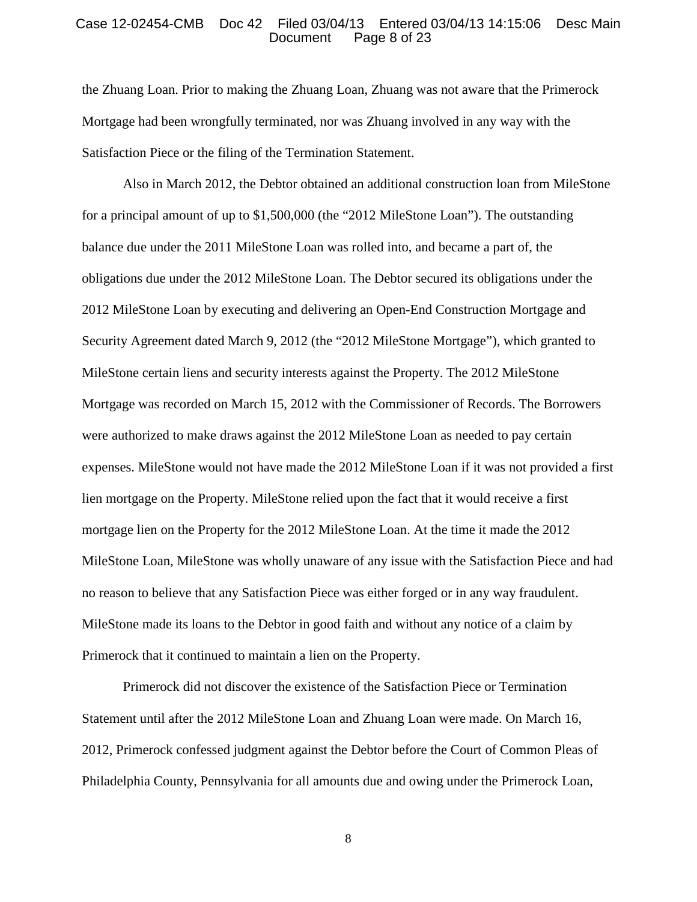the Zhuang Loan. Prior to making the Zhuang Loan, Zhuang was not aware that the Primerock Mortgage had been wrongfully terminated, nor was Zhuang involved in any way with the Satisfaction Piece or the filing of the Termination Statement.

Also in March 2012, the Debtor obtained an additional construction loan from MileStone for a principal amount of up to $1,500,000 (the "2012 MileStone Loan"). The outstanding balance due under the 2011 MileStone Loan was rolled into, and became a part of, the obligations due under the 2012 MileStone Loan. The Debtor secured its obligations under the 2012 MileStone Loan by executing and delivering an Open-End Construction Mortgage and Security Agreement dated March 9, 2012 (the "2012 MileStone Mortgage"), which granted to MileStone certain liens and security interests against the Property. The 2012 MileStone Mortgage was recorded on March 15, 2012 with the Commissioner of Records. The Borrowers were authorized to make draws against the 2012 MileStone Loan as needed to pay certain expenses. MileStone would not have made the 2012 MileStone Loan if it was not provided a first lien mortgage on the Property. MileStone relied upon the fact that it would receive a first mortgage lien on the Property for the 2012 MileStone Loan. At the time it made the 2012 MileStone Loan, MileStone was wholly unaware of any issue with the Satisfaction Piece and had no reason to believe that any Satisfaction Piece was either forged or in any way fraudulent. MileStone made its loans to the Debtor in good faith and without any notice of a claim by Primerock that it continued to maintain a lien on the Property.

Primerock did not discover the existence of the Satisfaction Piece or Termination Statement until after the 2012 MileStone Loan and Zhuang Loan were made. On March 16, 2012, Primerock confessed judgment against the Debtor before the Court of Common Pleas of Philadelphia County, Pennsylvania for all amounts due and owing under the Primerock Loan,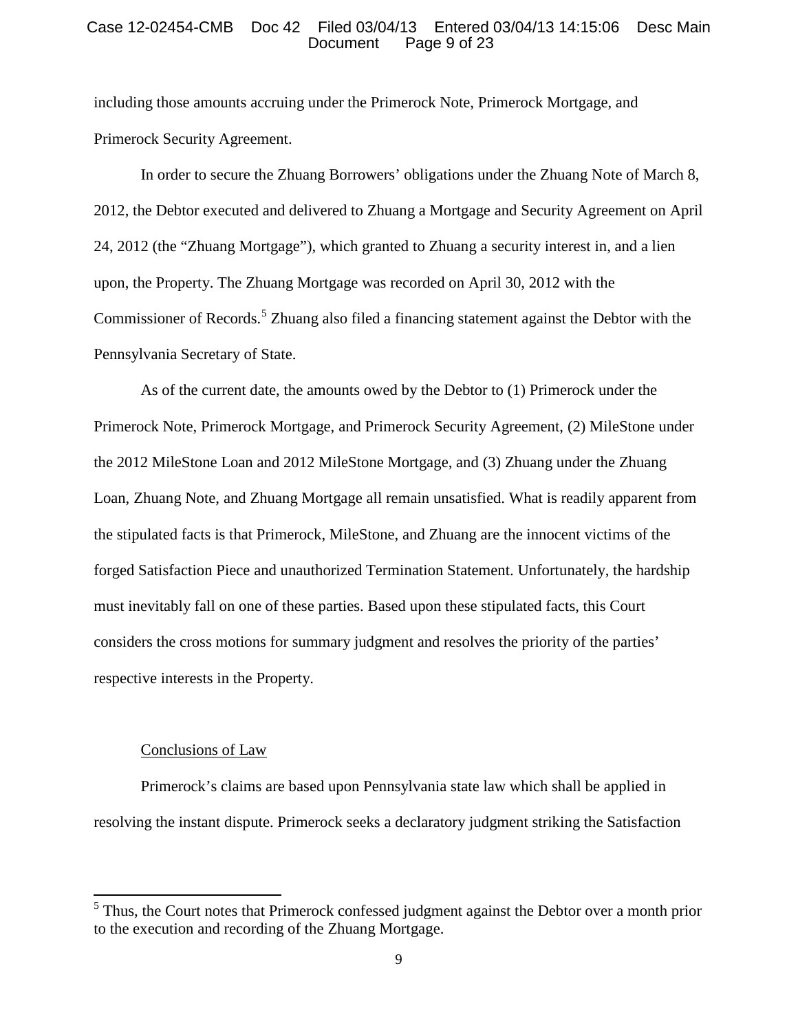including those amounts accruing under the Primerock Note, Primerock Mortgage, and Primerock Security Agreement.

In order to secure the Zhuang Borrowers' obligations under the Zhuang Note of March 8, 2012, the Debtor executed and delivered to Zhuang a Mortgage and Security Agreement on April 24, 2012 (the "Zhuang Mortgage"), which granted to Zhuang a security interest in, and a lien upon, the Property. The Zhuang Mortgage was recorded on April 30, 2012 with the Commissioner of Records.[5] Zhuang also filed a financing statement against the Debtor with the Pennsylvania Secretary of State.

As of the current date, the amounts owed by the Debtor to (1) Primerock under the Primerock Note, Primerock Mortgage, and Primerock Security Agreement, (2) MileStone under the 2012 MileStone Loan and 2012 MileStone Mortgage, and (3) Zhuang under the Zhuang Loan, Zhuang Note, and Zhuang Mortgage all remain unsatisfied. What is readily apparent from the stipulated facts is that Primerock, MileStone, and Zhuang are the innocent victims of the forged Satisfaction Piece and unauthorized Termination Statement. Unfortunately, the hardship must inevitably fall on one of these parties. Based upon these stipulated facts, this Court considers the cross motions for summary judgment and resolves the priority of the parties' respective interests in the Property.

Conclusions of Law

Primerock's claims are based upon Pennsylvania state law which shall be applied in resolving the instant dispute. Primerock seeks a declaratory judgment striking the Satisfaction

[5] Thus, the Court notes that Primerock confessed judgment against the Debtor over a month prior to the execution and recording of the Zhuang Mortgage.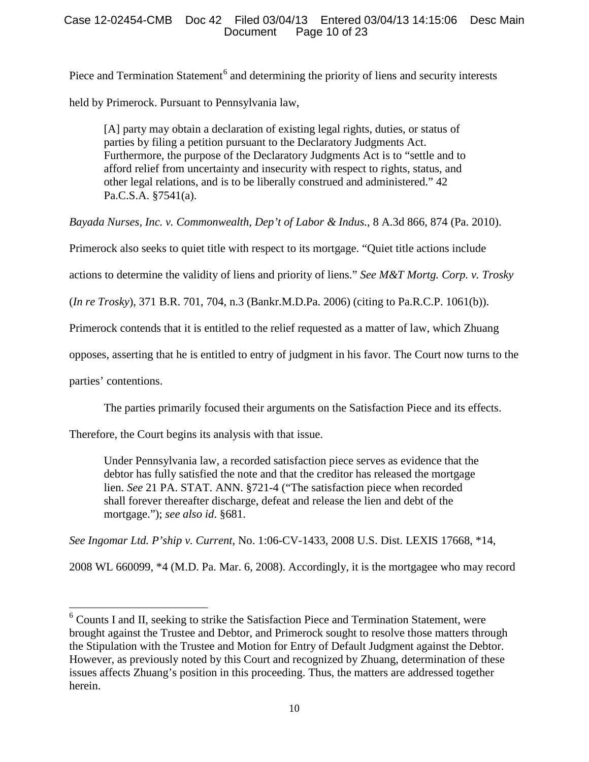Piece and Termination Statement[6] and determining the priority of liens and security interests held by Primerock. Pursuant to Pennsylvania law,

> [A] party may obtain a declaration of existing legal rights, duties, or status of parties by filing a petition pursuant to the Declaratory Judgments Act. Furthermore, the purpose of the Declaratory Judgments Act is to "settle and to afford relief from uncertainty and insecurity with respect to rights, status, and other legal relations, and is to be liberally construed and administered." 42 Pa.C.S.A. §7541(a).

*Bayada Nurses, Inc. v. Commonwealth, Dep't of Labor & Indus.*, 8 A.3d 866, 874 (Pa. 2010). Primerock also seeks to quiet title with respect to its mortgage. "Quiet title actions include actions to determine the validity of liens and priority of liens." *See M&T Mortg. Corp. v. Trosky* (*In re Trosky*), 371 B.R. 701, 704, n.3 (Bankr.M.D.Pa. 2006) (citing to Pa.R.C.P. 1061(b)). Primerock contends that it is entitled to the relief requested as a matter of law, which Zhuang opposes, asserting that he is entitled to entry of judgment in his favor. The Court now turns to the parties' contentions.

The parties primarily focused their arguments on the Satisfaction Piece and its effects. Therefore, the Court begins its analysis with that issue.

> Under Pennsylvania law, a recorded satisfaction piece serves as evidence that the debtor has fully satisfied the note and that the creditor has released the mortgage lien. *See* 21 PA. STAT. ANN. §721-4 ("The satisfaction piece when recorded shall forever thereafter discharge, defeat and release the lien and debt of the mortgage."); *see also id*. §681.

*See Ingomar Ltd. P'ship v. Current*, No. 1:06-CV-1433, 2008 U.S. Dist. LEXIS 17668, *14, 2008 WL 660099, *4 (M.D. Pa. Mar. 6, 2008). Accordingly, it is the mortgagee who may record

---

[6] Counts I and II, seeking to strike the Satisfaction Piece and Termination Statement, were brought against the Trustee and Debtor, and Primerock sought to resolve those matters through the Stipulation with the Trustee and Motion for Entry of Default Judgment against the Debtor. However, as previously noted by this Court and recognized by Zhuang, determination of these issues affects Zhuang's position in this proceeding. Thus, the matters are addressed together herein.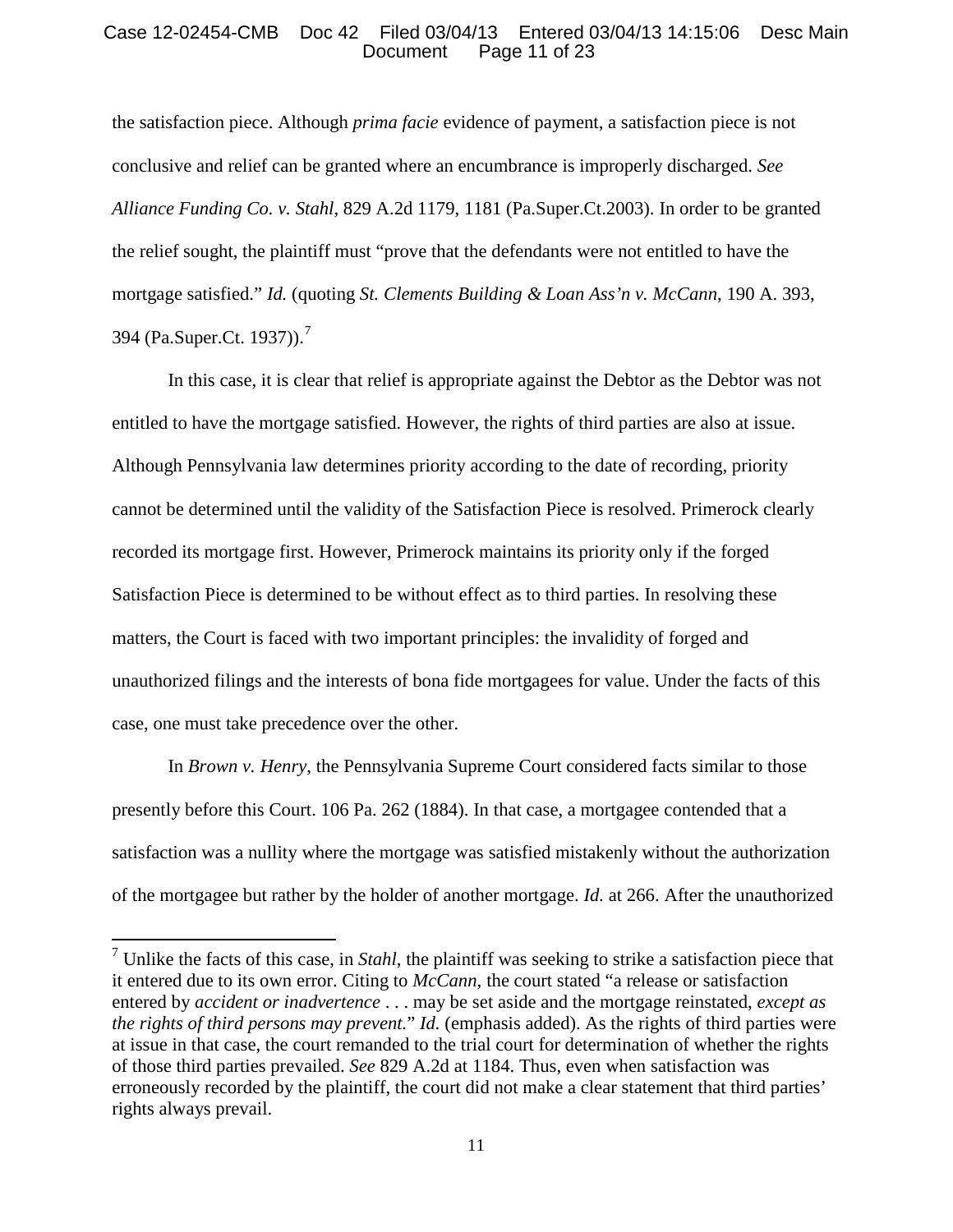the satisfaction piece. Although *prima facie* evidence of payment, a satisfaction piece is not conclusive and relief can be granted where an encumbrance is improperly discharged. *See Alliance Funding Co. v. Stahl*, 829 A.2d 1179, 1181 (Pa.Super.Ct.2003). In order to be granted the relief sought, the plaintiff must "prove that the defendants were not entitled to have the mortgage satisfied." *Id.* (quoting *St. Clements Building & Loan Ass'n v. McCann*, 190 A. 393, 394 (Pa.Super.Ct. 1937)).[7]

In this case, it is clear that relief is appropriate against the Debtor as the Debtor was not entitled to have the mortgage satisfied. However, the rights of third parties are also at issue. Although Pennsylvania law determines priority according to the date of recording, priority cannot be determined until the validity of the Satisfaction Piece is resolved. Primerock clearly recorded its mortgage first. However, Primerock maintains its priority only if the forged Satisfaction Piece is determined to be without effect as to third parties. In resolving these matters, the Court is faced with two important principles: the invalidity of forged and unauthorized filings and the interests of bona fide mortgagees for value. Under the facts of this case, one must take precedence over the other.

In *Brown v. Henry*, the Pennsylvania Supreme Court considered facts similar to those presently before this Court. 106 Pa. 262 (1884). In that case, a mortgagee contended that a satisfaction was a nullity where the mortgage was satisfied mistakenly without the authorization of the mortgagee but rather by the holder of another mortgage. *Id.* at 266. After the unauthorized

---

[7] Unlike the facts of this case, in *Stahl*, the plaintiff was seeking to strike a satisfaction piece that it entered due to its own error. Citing to *McCann*, the court stated "a release or satisfaction entered by *accident or inadvertence* . . . may be set aside and the mortgage reinstated, *except as the rights of third persons may prevent.*" *Id.* (emphasis added). As the rights of third parties were at issue in that case, the court remanded to the trial court for determination of whether the rights of those third parties prevailed. *See* 829 A.2d at 1184. Thus, even when satisfaction was erroneously recorded by the plaintiff, the court did not make a clear statement that third parties' rights always prevail.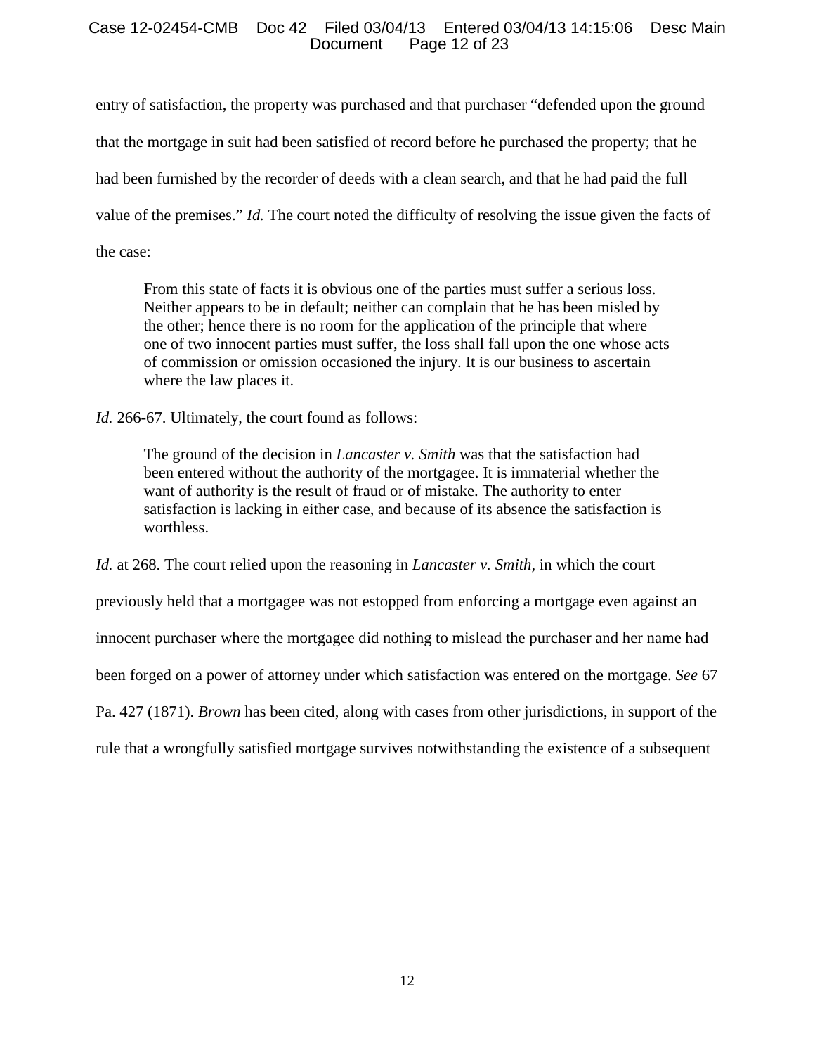entry of satisfaction, the property was purchased and that purchaser "defended upon the ground that the mortgage in suit had been satisfied of record before he purchased the property; that he had been furnished by the recorder of deeds with a clean search, and that he had paid the full value of the premises." *Id.* The court noted the difficulty of resolving the issue given the facts of the case:

> From this state of facts it is obvious one of the parties must suffer a serious loss. Neither appears to be in default; neither can complain that he has been misled by the other; hence there is no room for the application of the principle that where one of two innocent parties must suffer, the loss shall fall upon the one whose acts of commission or omission occasioned the injury. It is our business to ascertain where the law places it.

*Id.* 266-67. Ultimately, the court found as follows:

> The ground of the decision in *Lancaster v. Smith* was that the satisfaction had been entered without the authority of the mortgagee. It is immaterial whether the want of authority is the result of fraud or of mistake. The authority to enter satisfaction is lacking in either case, and because of its absence the satisfaction is worthless.

*Id.* at 268. The court relied upon the reasoning in *Lancaster v. Smith*, in which the court previously held that a mortgagee was not estopped from enforcing a mortgage even against an innocent purchaser where the mortgagee did nothing to mislead the purchaser and her name had been forged on a power of attorney under which satisfaction was entered on the mortgage. *See* 67 Pa. 427 (1871). *Brown* has been cited, along with cases from other jurisdictions, in support of the rule that a wrongfully satisfied mortgage survives notwithstanding the existence of a subsequent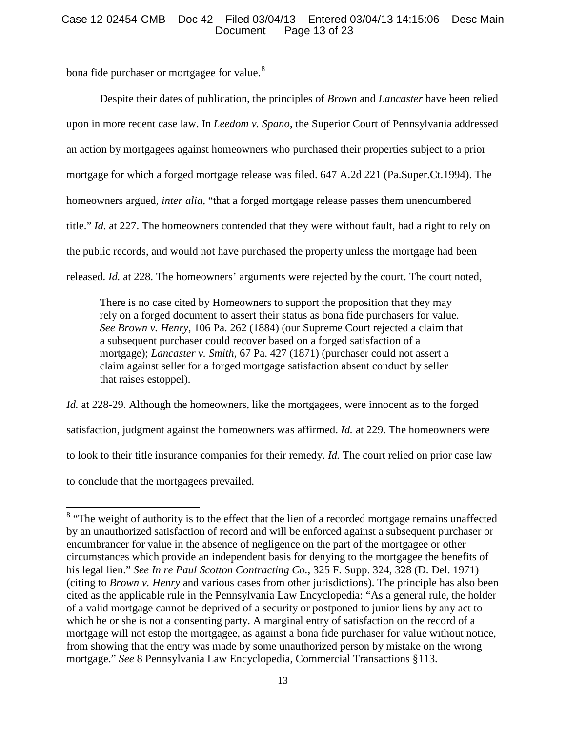bona fide purchaser or mortgagee for value.[8]

Despite their dates of publication, the principles of *Brown* and *Lancaster* have been relied upon in more recent case law. In *Leedom v. Spano*, the Superior Court of Pennsylvania addressed an action by mortgagees against homeowners who purchased their properties subject to a prior mortgage for which a forged mortgage release was filed. 647 A.2d 221 (Pa.Super.Ct.1994). The homeowners argued, *inter alia*, "that a forged mortgage release passes them unencumbered title." *Id.* at 227. The homeowners contended that they were without fault, had a right to rely on the public records, and would not have purchased the property unless the mortgage had been released. *Id.* at 228. The homeowners' arguments were rejected by the court. The court noted,

> There is no case cited by Homeowners to support the proposition that they may rely on a forged document to assert their status as bona fide purchasers for value. *See Brown v. Henry*, 106 Pa. 262 (1884) (our Supreme Court rejected a claim that a subsequent purchaser could recover based on a forged satisfaction of a mortgage); *Lancaster v. Smith*, 67 Pa. 427 (1871) (purchaser could not assert a claim against seller for a forged mortgage satisfaction absent conduct by seller that raises estoppel).

*Id.* at 228-29. Although the homeowners, like the mortgagees, were innocent as to the forged satisfaction, judgment against the homeowners was affirmed. *Id.* at 229. The homeowners were to look to their title insurance companies for their remedy. *Id.* The court relied on prior case law to conclude that the mortgagees prevailed.

---

[8] "The weight of authority is to the effect that the lien of a recorded mortgage remains unaffected by an unauthorized satisfaction of record and will be enforced against a subsequent purchaser or encumbrancer for value in the absence of negligence on the part of the mortgagee or other circumstances which provide an independent basis for denying to the mortgagee the benefits of his legal lien." *See In re Paul Scotton Contracting Co.*, 325 F. Supp. 324, 328 (D. Del. 1971) (citing to *Brown v. Henry* and various cases from other jurisdictions). The principle has also been cited as the applicable rule in the Pennsylvania Law Encyclopedia: "As a general rule, the holder of a valid mortgage cannot be deprived of a security or postponed to junior liens by any act to which he or she is not a consenting party. A marginal entry of satisfaction on the record of a mortgage will not estop the mortgagee, as against a bona fide purchaser for value without notice, from showing that the entry was made by some unauthorized person by mistake on the wrong mortgage." *See* 8 Pennsylvania Law Encyclopedia, Commercial Transactions §113.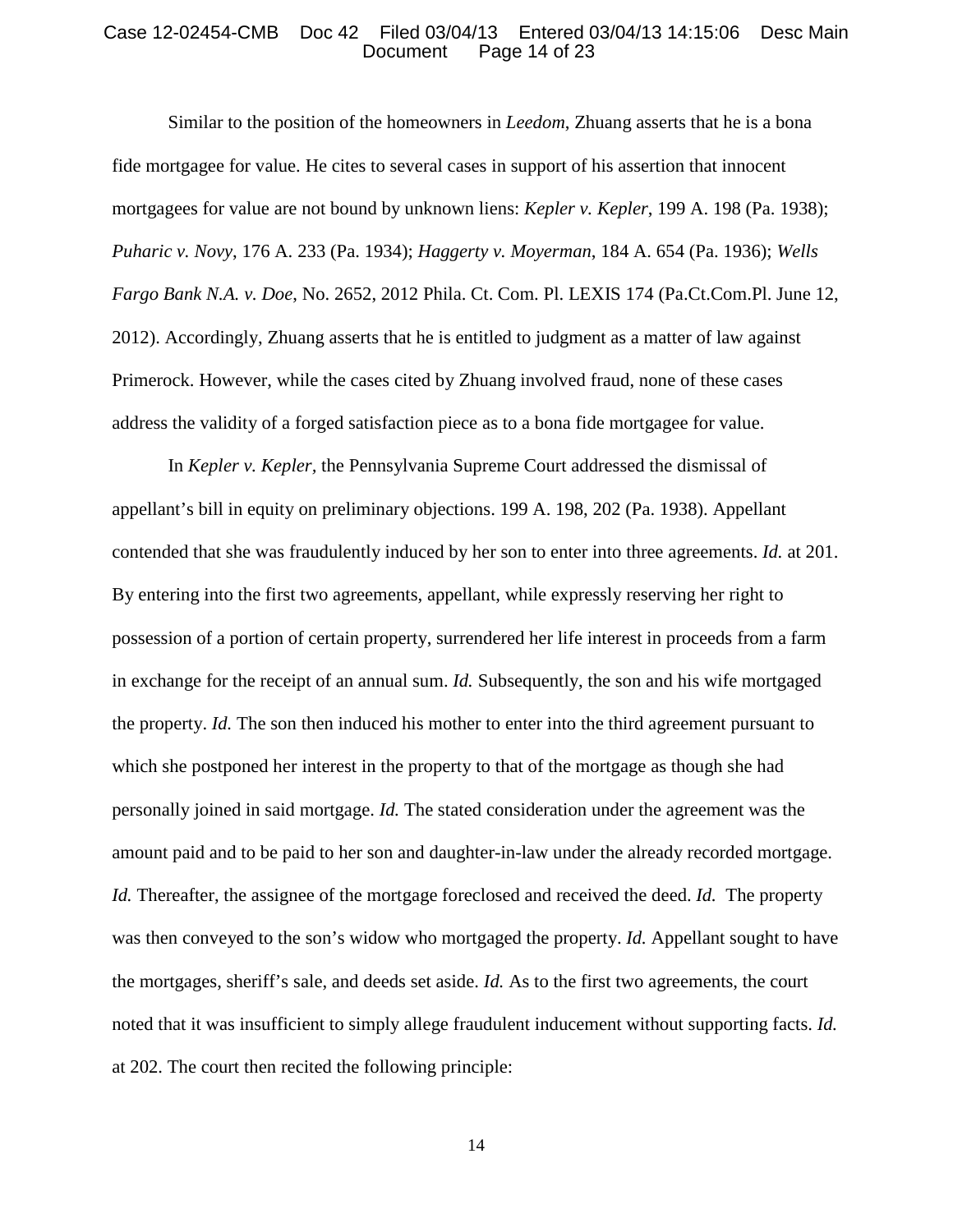Similar to the position of the homeowners in *Leedom*, Zhuang asserts that he is a bona fide mortgagee for value. He cites to several cases in support of his assertion that innocent mortgagees for value are not bound by unknown liens: *Kepler v. Kepler*, 199 A. 198 (Pa. 1938); *Puharic v. Novy*, 176 A. 233 (Pa. 1934); *Haggerty v. Moyerman*, 184 A. 654 (Pa. 1936); *Wells Fargo Bank N.A. v. Doe*, No. 2652, 2012 Phila. Ct. Com. Pl. LEXIS 174 (Pa.Ct.Com.Pl. June 12, 2012). Accordingly, Zhuang asserts that he is entitled to judgment as a matter of law against Primerock. However, while the cases cited by Zhuang involved fraud, none of these cases address the validity of a forged satisfaction piece as to a bona fide mortgagee for value.

In *Kepler v. Kepler*, the Pennsylvania Supreme Court addressed the dismissal of appellant's bill in equity on preliminary objections. 199 A. 198, 202 (Pa. 1938). Appellant contended that she was fraudulently induced by her son to enter into three agreements. *Id.* at 201. By entering into the first two agreements, appellant, while expressly reserving her right to possession of a portion of certain property, surrendered her life interest in proceeds from a farm in exchange for the receipt of an annual sum. *Id.* Subsequently, the son and his wife mortgaged the property. *Id.* The son then induced his mother to enter into the third agreement pursuant to which she postponed her interest in the property to that of the mortgage as though she had personally joined in said mortgage. *Id.* The stated consideration under the agreement was the amount paid and to be paid to her son and daughter-in-law under the already recorded mortgage. *Id.* Thereafter, the assignee of the mortgage foreclosed and received the deed. *Id.* The property was then conveyed to the son's widow who mortgaged the property. *Id.* Appellant sought to have the mortgages, sheriff's sale, and deeds set aside. *Id.* As to the first two agreements, the court noted that it was insufficient to simply allege fraudulent inducement without supporting facts. *Id.* at 202. The court then recited the following principle: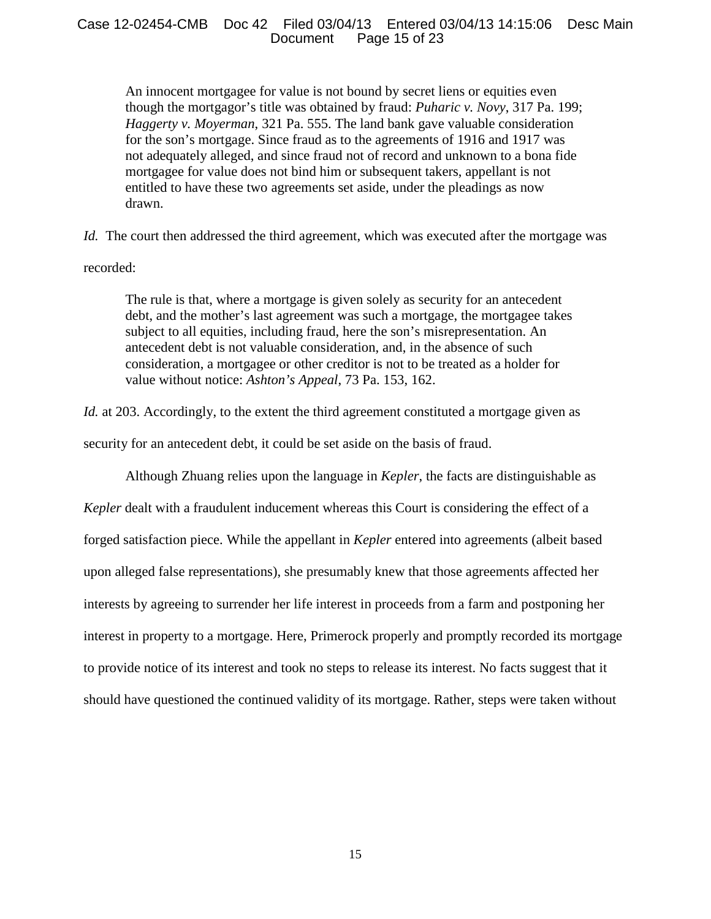> An innocent mortgagee for value is not bound by secret liens or equities even though the mortgagor's title was obtained by fraud: *Puharic v. Novy*, 317 Pa. 199; *Haggerty v. Moyerman*, 321 Pa. 555. The land bank gave valuable consideration for the son's mortgage. Since fraud as to the agreements of 1916 and 1917 was not adequately alleged, and since fraud not of record and unknown to a bona fide mortgagee for value does not bind him or subsequent takers, appellant is not entitled to have these two agreements set aside, under the pleadings as now drawn.

*Id.* The court then addressed the third agreement, which was executed after the mortgage was recorded:

> The rule is that, where a mortgage is given solely as security for an antecedent debt, and the mother's last agreement was such a mortgage, the mortgagee takes subject to all equities, including fraud, here the son's misrepresentation. An antecedent debt is not valuable consideration, and, in the absence of such consideration, a mortgagee or other creditor is not to be treated as a holder for value without notice: *Ashton's Appeal*, 73 Pa. 153, 162.

*Id.* at 203. Accordingly, to the extent the third agreement constituted a mortgage given as security for an antecedent debt, it could be set aside on the basis of fraud.

Although Zhuang relies upon the language in *Kepler*, the facts are distinguishable as *Kepler* dealt with a fraudulent inducement whereas this Court is considering the effect of a forged satisfaction piece. While the appellant in *Kepler* entered into agreements (albeit based upon alleged false representations), she presumably knew that those agreements affected her interests by agreeing to surrender her life interest in proceeds from a farm and postponing her interest in property to a mortgage. Here, Primerock properly and promptly recorded its mortgage to provide notice of its interest and took no steps to release its interest. No facts suggest that it should have questioned the continued validity of its mortgage. Rather, steps were taken without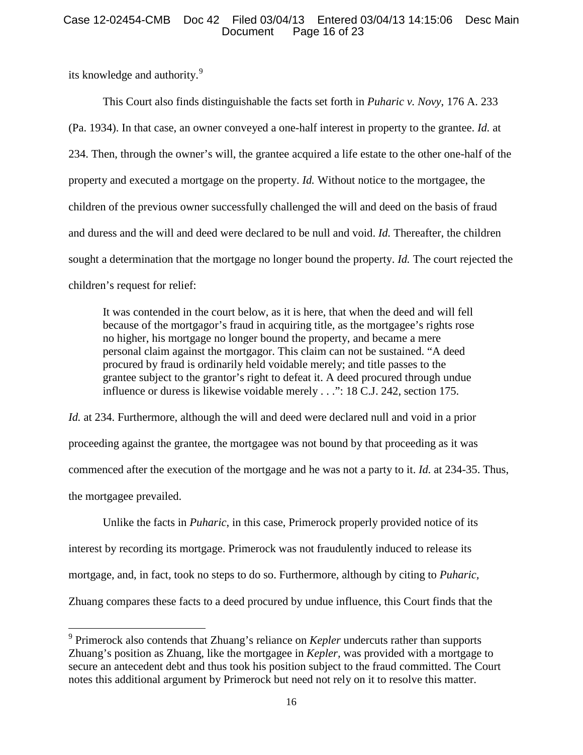its knowledge and authority.[9]

This Court also finds distinguishable the facts set forth in *Puharic v. Novy*, 176 A. 233 (Pa. 1934). In that case, an owner conveyed a one-half interest in property to the grantee. *Id.* at 234. Then, through the owner's will, the grantee acquired a life estate to the other one-half of the property and executed a mortgage on the property. *Id.* Without notice to the mortgagee, the children of the previous owner successfully challenged the will and deed on the basis of fraud and duress and the will and deed were declared to be null and void. *Id.* Thereafter, the children sought a determination that the mortgage no longer bound the property. *Id.* The court rejected the children's request for relief:

> It was contended in the court below, as it is here, that when the deed and will fell because of the mortgagor's fraud in acquiring title, as the mortgagee's rights rose no higher, his mortgage no longer bound the property, and became a mere personal claim against the mortgagor. This claim can not be sustained. "A deed procured by fraud is ordinarily held voidable merely; and title passes to the grantee subject to the grantor's right to defeat it. A deed procured through undue influence or duress is likewise voidable merely . . .": 18 C.J. 242, section 175.

*Id.* at 234. Furthermore, although the will and deed were declared null and void in a prior proceeding against the grantee, the mortgagee was not bound by that proceeding as it was commenced after the execution of the mortgage and he was not a party to it. *Id.* at 234-35. Thus, the mortgagee prevailed.

Unlike the facts in *Puharic*, in this case, Primerock properly provided notice of its interest by recording its mortgage. Primerock was not fraudulently induced to release its mortgage, and, in fact, took no steps to do so. Furthermore, although by citing to *Puharic*, Zhuang compares these facts to a deed procured by undue influence, this Court finds that the

---

[9] Primerock also contends that Zhuang's reliance on *Kepler* undercuts rather than supports Zhuang's position as Zhuang, like the mortgagee in *Kepler*, was provided with a mortgage to secure an antecedent debt and thus took his position subject to the fraud committed. The Court notes this additional argument by Primerock but need not rely on it to resolve this matter.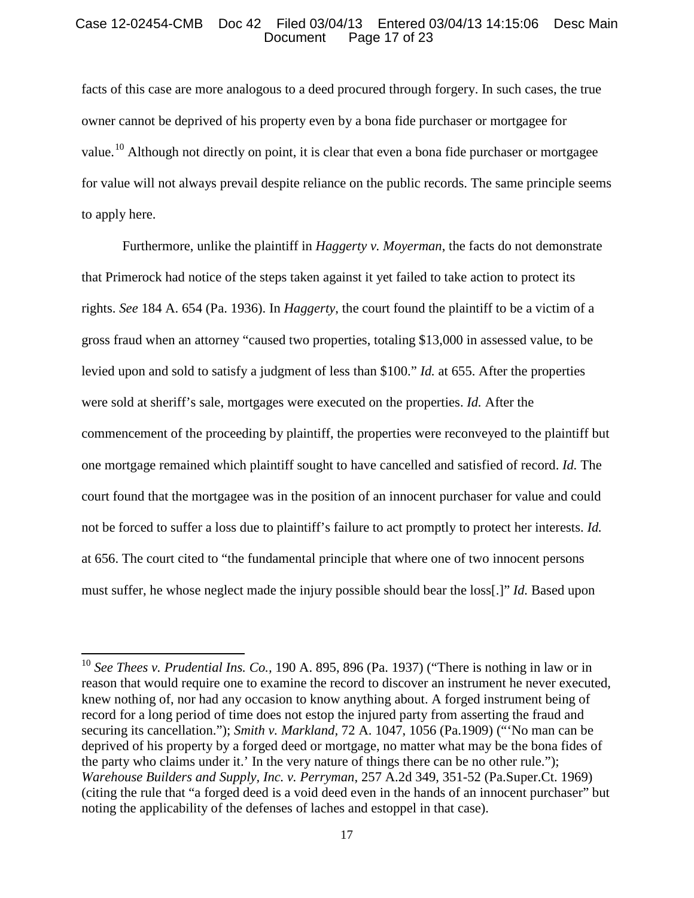facts of this case are more analogous to a deed procured through forgery. In such cases, the true owner cannot be deprived of his property even by a bona fide purchaser or mortgagee for value.[10] Although not directly on point, it is clear that even a bona fide purchaser or mortgagee for value will not always prevail despite reliance on the public records. The same principle seems to apply here.

Furthermore, unlike the plaintiff in *Haggerty v. Moyerman*, the facts do not demonstrate that Primerock had notice of the steps taken against it yet failed to take action to protect its rights. *See* 184 A. 654 (Pa. 1936). In *Haggerty*, the court found the plaintiff to be a victim of a gross fraud when an attorney "caused two properties, totaling $13,000 in assessed value, to be levied upon and sold to satisfy a judgment of less than $100." *Id.* at 655. After the properties were sold at sheriff's sale, mortgages were executed on the properties. *Id.* After the commencement of the proceeding by plaintiff, the properties were reconveyed to the plaintiff but one mortgage remained which plaintiff sought to have cancelled and satisfied of record. *Id.* The court found that the mortgagee was in the position of an innocent purchaser for value and could not be forced to suffer a loss due to plaintiff's failure to act promptly to protect her interests. *Id.* at 656. The court cited to "the fundamental principle that where one of two innocent persons must suffer, he whose neglect made the injury possible should bear the loss[.]" *Id.* Based upon

---

[10] *See Thees v. Prudential Ins. Co.*, 190 A. 895, 896 (Pa. 1937) ("There is nothing in law or in reason that would require one to examine the record to discover an instrument he never executed, knew nothing of, nor had any occasion to know anything about. A forged instrument being of record for a long period of time does not estop the injured party from asserting the fraud and securing its cancellation."); *Smith v. Markland*, 72 A. 1047, 1056 (Pa.1909) ("'No man can be deprived of his property by a forged deed or mortgage, no matter what may be the bona fides of the party who claims under it.' In the very nature of things there can be no other rule."); *Warehouse Builders and Supply, Inc. v. Perryman*, 257 A.2d 349, 351-52 (Pa.Super.Ct. 1969) (citing the rule that "a forged deed is a void deed even in the hands of an innocent purchaser" but noting the applicability of the defenses of laches and estoppel in that case).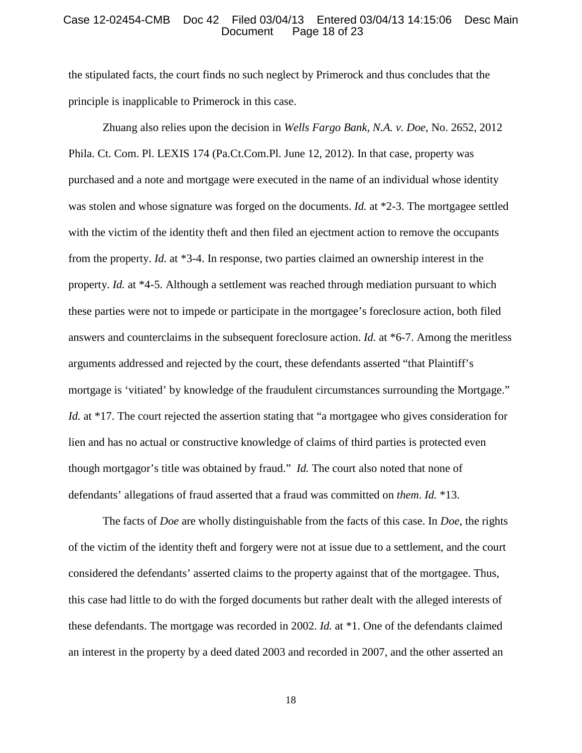the stipulated facts, the court finds no such neglect by Primerock and thus concludes that the principle is inapplicable to Primerock in this case.

Zhuang also relies upon the decision in *Wells Fargo Bank, N.A. v. Doe*, No. 2652, 2012 Phila. Ct. Com. Pl. LEXIS 174 (Pa.Ct.Com.Pl. June 12, 2012). In that case, property was purchased and a note and mortgage were executed in the name of an individual whose identity was stolen and whose signature was forged on the documents. *Id.* at *2-3. The mortgagee settled with the victim of the identity theft and then filed an ejectment action to remove the occupants from the property. *Id.* at *3-4. In response, two parties claimed an ownership interest in the property. *Id.* at *4-5. Although a settlement was reached through mediation pursuant to which these parties were not to impede or participate in the mortgagee's foreclosure action, both filed answers and counterclaims in the subsequent foreclosure action. *Id.* at *6-7. Among the meritless arguments addressed and rejected by the court, these defendants asserted "that Plaintiff's mortgage is 'vitiated' by knowledge of the fraudulent circumstances surrounding the Mortgage." *Id.* at *17. The court rejected the assertion stating that "a mortgagee who gives consideration for lien and has no actual or constructive knowledge of claims of third parties is protected even though mortgagor's title was obtained by fraud." *Id.* The court also noted that none of defendants' allegations of fraud asserted that a fraud was committed on *them*. *Id.* *13.

The facts of *Doe* are wholly distinguishable from the facts of this case. In *Doe*, the rights of the victim of the identity theft and forgery were not at issue due to a settlement, and the court considered the defendants' asserted claims to the property against that of the mortgagee. Thus, this case had little to do with the forged documents but rather dealt with the alleged interests of these defendants. The mortgage was recorded in 2002. *Id.* at *1. One of the defendants claimed an interest in the property by a deed dated 2003 and recorded in 2007, and the other asserted an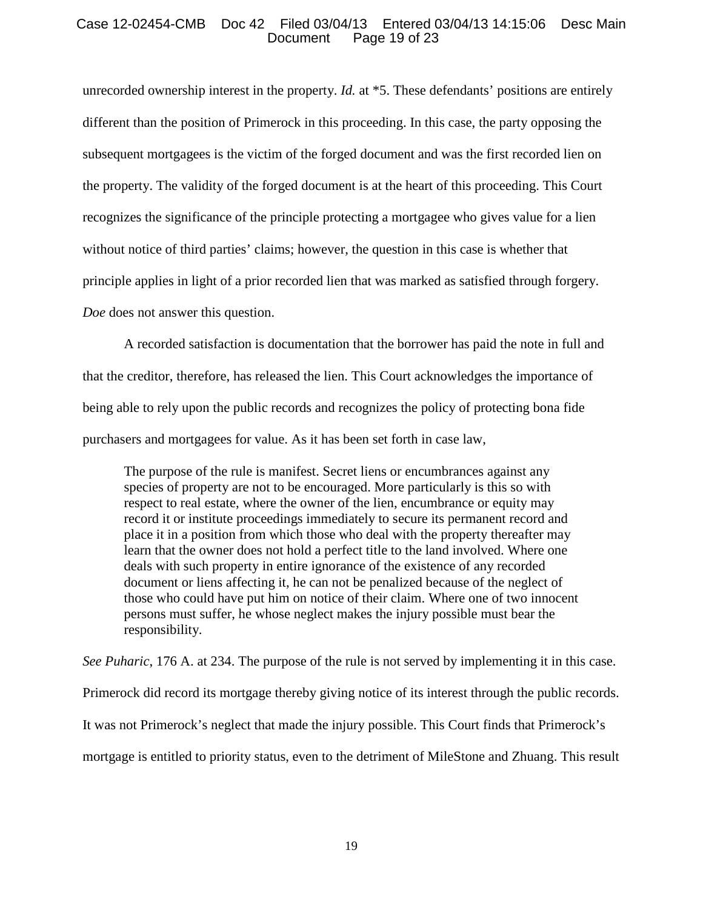unrecorded ownership interest in the property. *Id.* at *5. These defendants' positions are entirely different than the position of Primerock in this proceeding. In this case, the party opposing the subsequent mortgagees is the victim of the forged document and was the first recorded lien on the property. The validity of the forged document is at the heart of this proceeding. This Court recognizes the significance of the principle protecting a mortgagee who gives value for a lien without notice of third parties' claims; however, the question in this case is whether that principle applies in light of a prior recorded lien that was marked as satisfied through forgery. *Doe* does not answer this question.

A recorded satisfaction is documentation that the borrower has paid the note in full and that the creditor, therefore, has released the lien. This Court acknowledges the importance of being able to rely upon the public records and recognizes the policy of protecting bona fide purchasers and mortgagees for value. As it has been set forth in case law,

> The purpose of the rule is manifest. Secret liens or encumbrances against any species of property are not to be encouraged. More particularly is this so with respect to real estate, where the owner of the lien, encumbrance or equity may record it or institute proceedings immediately to secure its permanent record and place it in a position from which those who deal with the property thereafter may learn that the owner does not hold a perfect title to the land involved. Where one deals with such property in entire ignorance of the existence of any recorded document or liens affecting it, he can not be penalized because of the neglect of those who could have put him on notice of their claim. Where one of two innocent persons must suffer, he whose neglect makes the injury possible must bear the responsibility.

*See Puharic*, 176 A. at 234. The purpose of the rule is not served by implementing it in this case. Primerock did record its mortgage thereby giving notice of its interest through the public records. It was not Primerock's neglect that made the injury possible. This Court finds that Primerock's mortgage is entitled to priority status, even to the detriment of MileStone and Zhuang. This result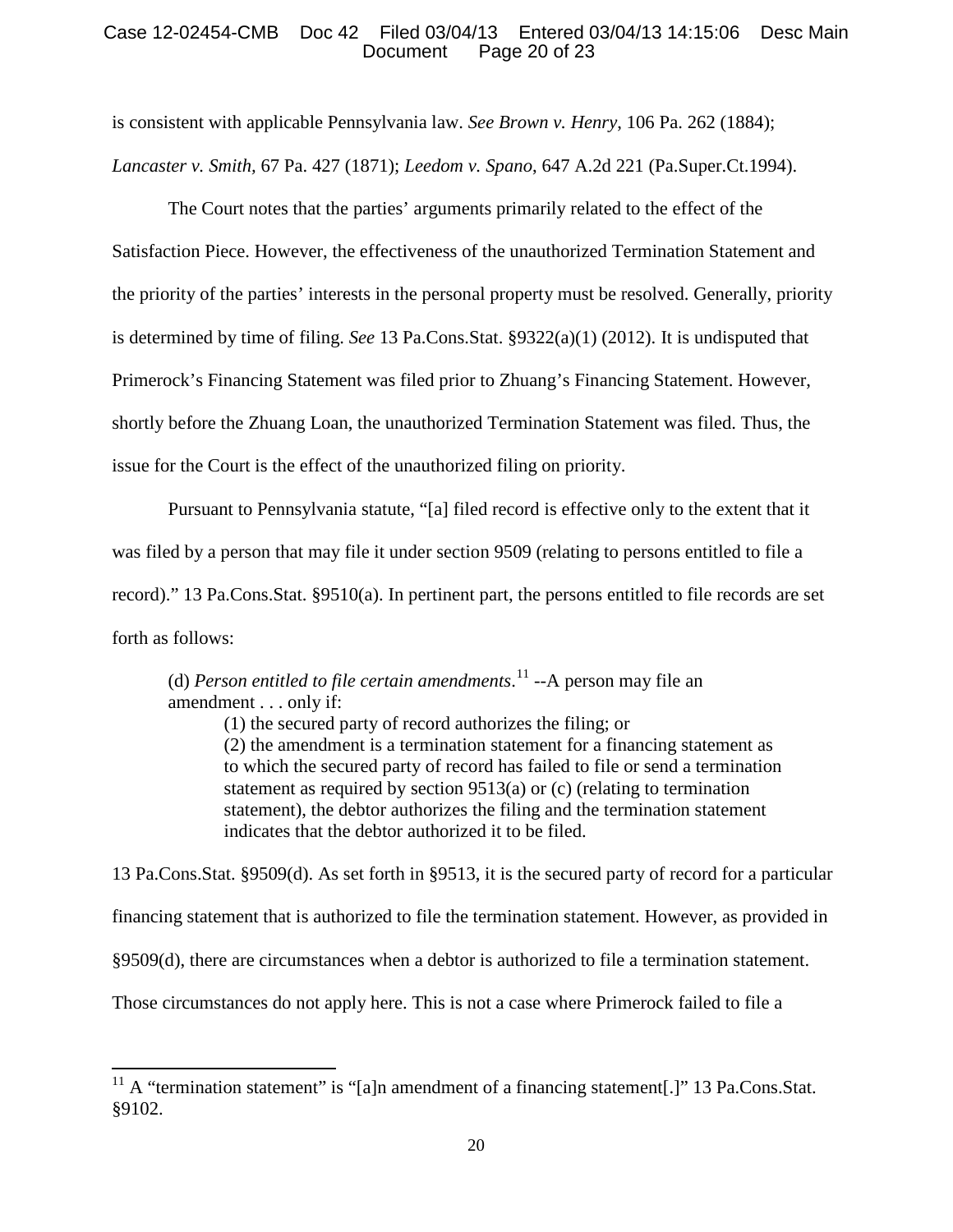is consistent with applicable Pennsylvania law. *See Brown v. Henry*, 106 Pa. 262 (1884); *Lancaster v. Smith*, 67 Pa. 427 (1871); *Leedom v. Spano*, 647 A.2d 221 (Pa.Super.Ct.1994).

The Court notes that the parties' arguments primarily related to the effect of the Satisfaction Piece. However, the effectiveness of the unauthorized Termination Statement and the priority of the parties' interests in the personal property must be resolved. Generally, priority is determined by time of filing. *See* 13 Pa.Cons.Stat. §9322(a)(1) (2012). It is undisputed that Primerock's Financing Statement was filed prior to Zhuang's Financing Statement. However, shortly before the Zhuang Loan, the unauthorized Termination Statement was filed. Thus, the issue for the Court is the effect of the unauthorized filing on priority.

Pursuant to Pennsylvania statute, "[a] filed record is effective only to the extent that it was filed by a person that may file it under section 9509 (relating to persons entitled to file a record)." 13 Pa.Cons.Stat. §9510(a). In pertinent part, the persons entitled to file records are set forth as follows:

> (d) *Person entitled to file certain amendments*.[11] --A person may file an amendment . . . only if:
>
> (1) the secured party of record authorizes the filing; or
>
> (2) the amendment is a termination statement for a financing statement as to which the secured party of record has failed to file or send a termination statement as required by section 9513(a) or (c) (relating to termination statement), the debtor authorizes the filing and the termination statement indicates that the debtor authorized it to be filed.

13 Pa.Cons.Stat. §9509(d). As set forth in §9513, it is the secured party of record for a particular financing statement that is authorized to file the termination statement. However, as provided in §9509(d), there are circumstances when a debtor is authorized to file a termination statement. Those circumstances do not apply here. This is not a case where Primerock failed to file a

[11] A "termination statement" is "[a]n amendment of a financing statement[.]" 13 Pa.Cons.Stat. §9102.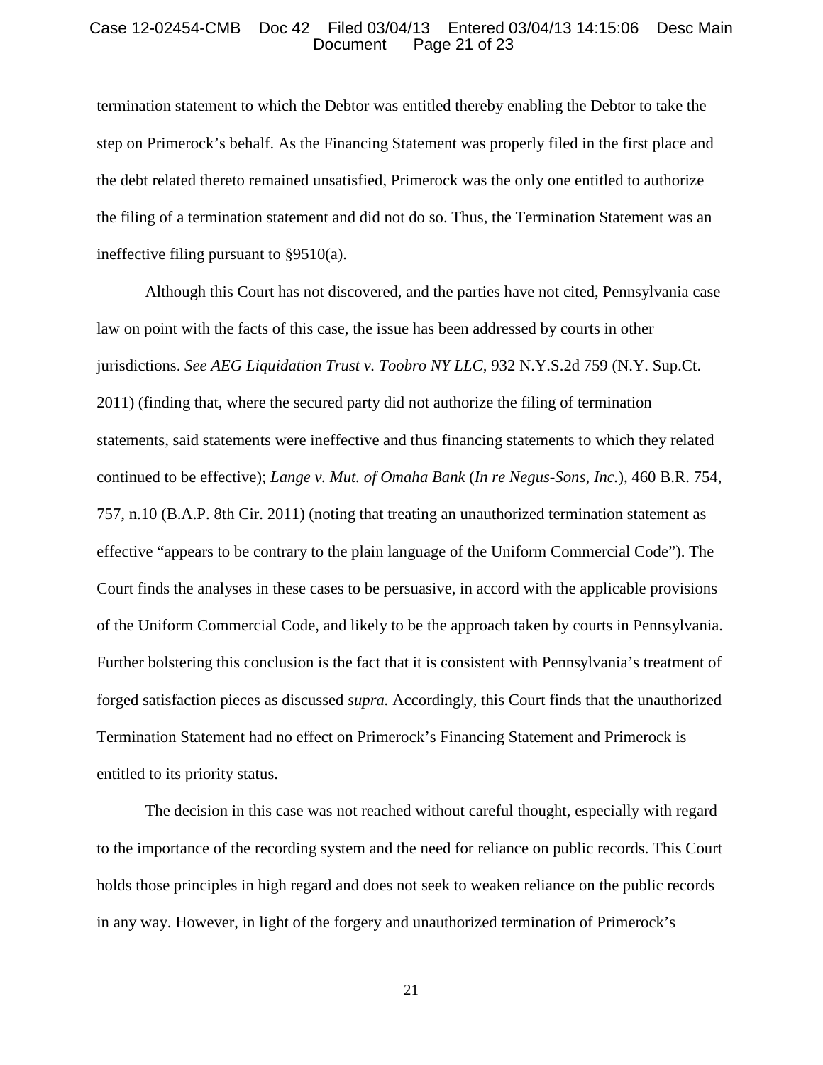termination statement to which the Debtor was entitled thereby enabling the Debtor to take the step on Primerock's behalf. As the Financing Statement was properly filed in the first place and the debt related thereto remained unsatisfied, Primerock was the only one entitled to authorize the filing of a termination statement and did not do so. Thus, the Termination Statement was an ineffective filing pursuant to §9510(a).

Although this Court has not discovered, and the parties have not cited, Pennsylvania case law on point with the facts of this case, the issue has been addressed by courts in other jurisdictions. *See AEG Liquidation Trust v. Toobro NY LLC,* 932 N.Y.S.2d 759 (N.Y. Sup.Ct. 2011) (finding that, where the secured party did not authorize the filing of termination statements, said statements were ineffective and thus financing statements to which they related continued to be effective); *Lange v. Mut. of Omaha Bank* (*In re Negus-Sons, Inc.*), 460 B.R. 754, 757, n.10 (B.A.P. 8th Cir. 2011) (noting that treating an unauthorized termination statement as effective "appears to be contrary to the plain language of the Uniform Commercial Code"). The Court finds the analyses in these cases to be persuasive, in accord with the applicable provisions of the Uniform Commercial Code, and likely to be the approach taken by courts in Pennsylvania. Further bolstering this conclusion is the fact that it is consistent with Pennsylvania's treatment of forged satisfaction pieces as discussed *supra.* Accordingly, this Court finds that the unauthorized Termination Statement had no effect on Primerock's Financing Statement and Primerock is entitled to its priority status.

The decision in this case was not reached without careful thought, especially with regard to the importance of the recording system and the need for reliance on public records. This Court holds those principles in high regard and does not seek to weaken reliance on the public records in any way. However, in light of the forgery and unauthorized termination of Primerock's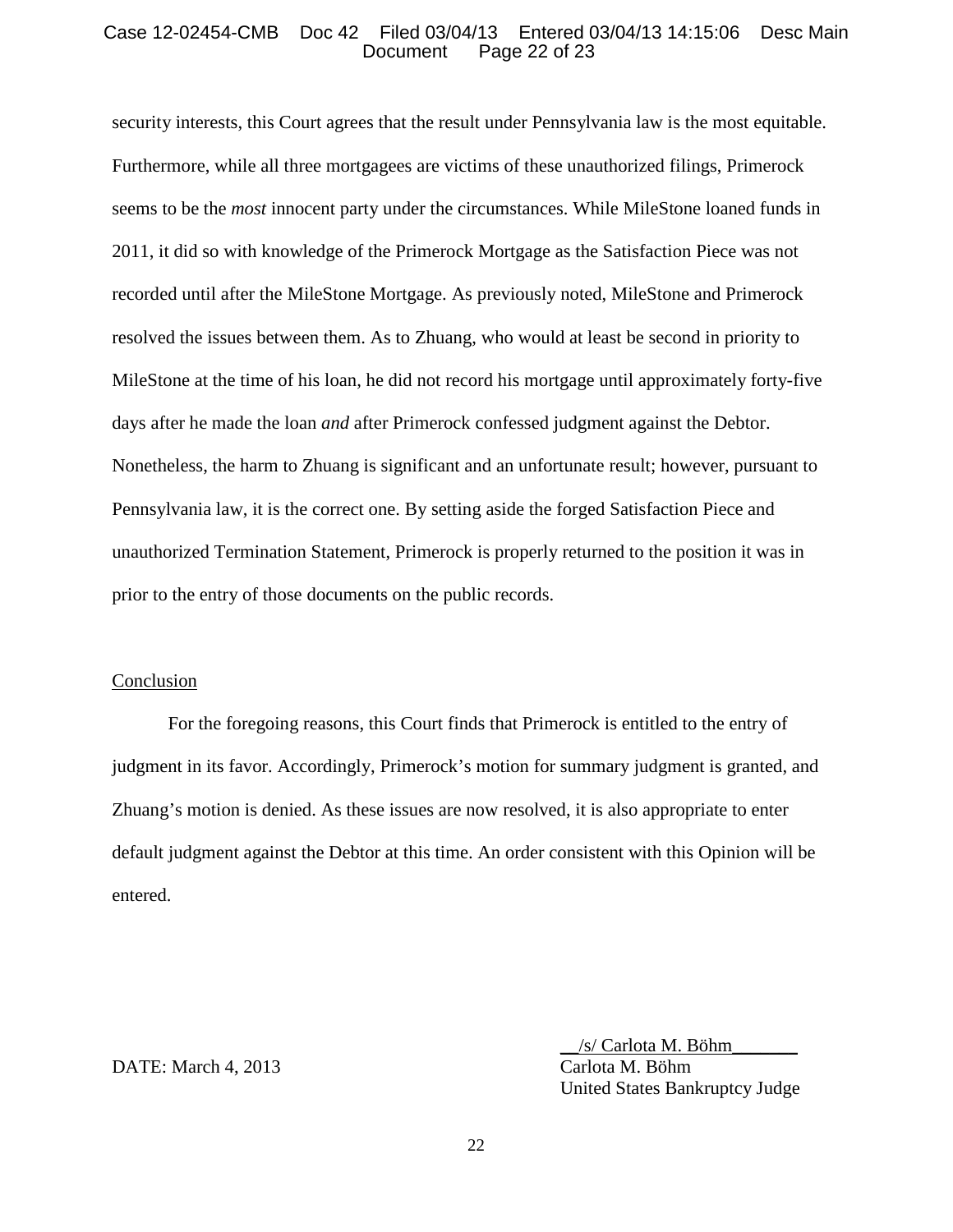security interests, this Court agrees that the result under Pennsylvania law is the most equitable. Furthermore, while all three mortgagees are victims of these unauthorized filings, Primerock seems to be the *most* innocent party under the circumstances. While MileStone loaned funds in 2011, it did so with knowledge of the Primerock Mortgage as the Satisfaction Piece was not recorded until after the MileStone Mortgage. As previously noted, MileStone and Primerock resolved the issues between them. As to Zhuang, who would at least be second in priority to MileStone at the time of his loan, he did not record his mortgage until approximately forty-five days after he made the loan *and* after Primerock confessed judgment against the Debtor. Nonetheless, the harm to Zhuang is significant and an unfortunate result; however, pursuant to Pennsylvania law, it is the correct one. By setting aside the forged Satisfaction Piece and unauthorized Termination Statement, Primerock is properly returned to the position it was in prior to the entry of those documents on the public records.

Conclusion

For the foregoing reasons, this Court finds that Primerock is entitled to the entry of judgment in its favor. Accordingly, Primerock's motion for summary judgment is granted, and Zhuang's motion is denied. As these issues are now resolved, it is also appropriate to enter default judgment against the Debtor at this time. An order consistent with this Opinion will be entered.

DATE: March 4, 2013

/s/ Carlota M. Böhm
Carlota M. Böhm
United States Bankruptcy Judge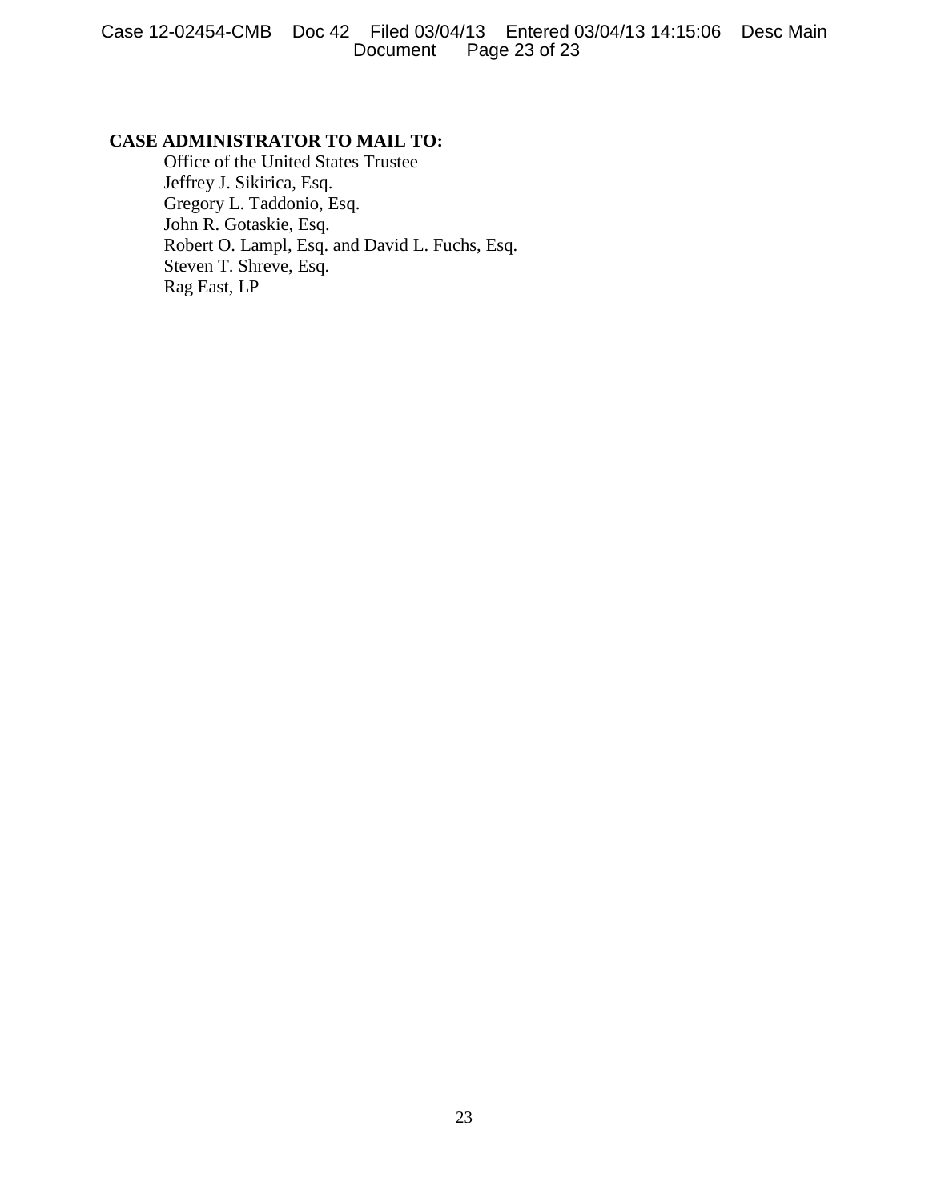**CASE ADMINISTRATOR TO MAIL TO:**

Office of the United States Trustee
Jeffrey J. Sikirica, Esq.
Gregory L. Taddonio, Esq.
John R. Gotaskie, Esq.
Robert O. Lampl, Esq. and David L. Fuchs, Esq.
Steven T. Shreve, Esq.
Rag East, LP